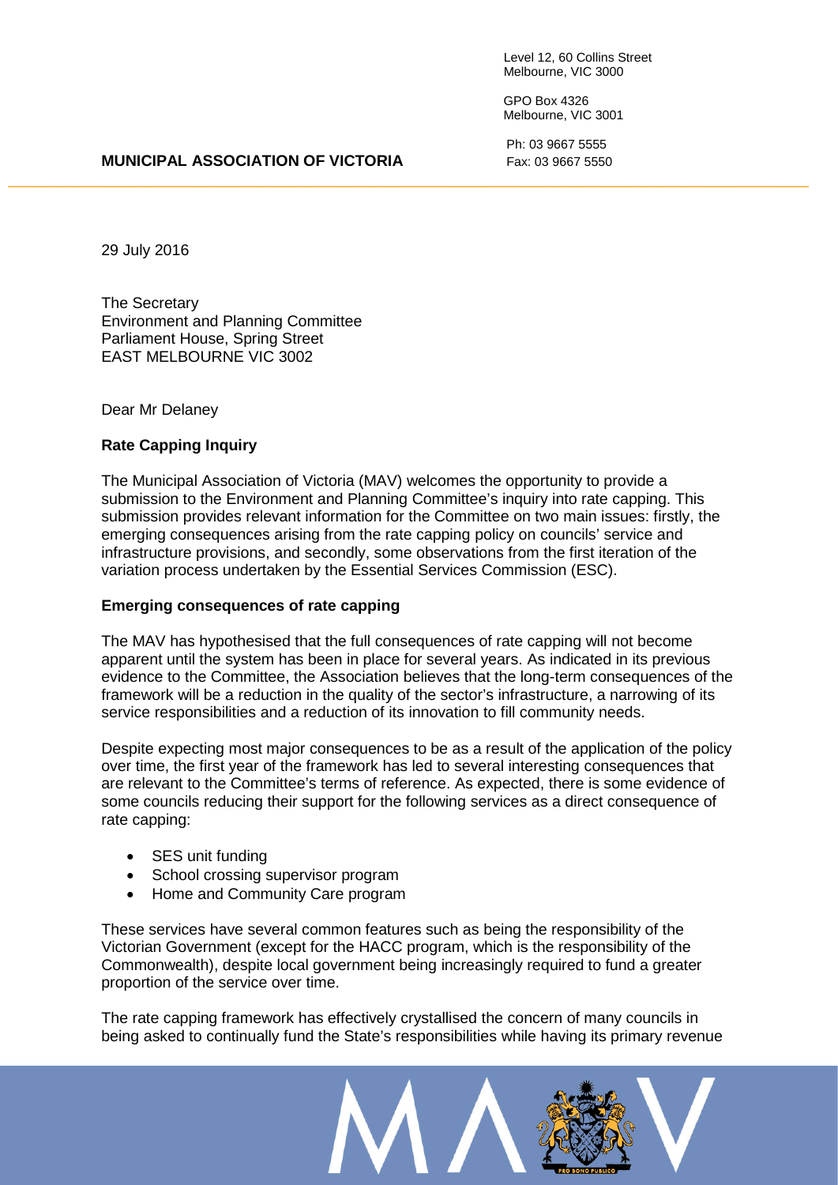Level 12, 60 Collins Street
Melbourne, VIC 3000

GPO Box 4326
Melbourne, VIC 3001

Ph: 03 9667 5555
Fax: 03 9667 5550

**MUNICIPAL ASSOCIATION OF VICTORIA**

29 July 2016

The Secretary
Environment and Planning Committee
Parliament House, Spring Street
EAST MELBOURNE VIC 3002

Dear Mr Delaney

**Rate Capping Inquiry**

The Municipal Association of Victoria (MAV) welcomes the opportunity to provide a submission to the Environment and Planning Committee's inquiry into rate capping. This submission provides relevant information for the Committee on two main issues: firstly, the emerging consequences arising from the rate capping policy on councils' service and infrastructure provisions, and secondly, some observations from the first iteration of the variation process undertaken by the Essential Services Commission (ESC).

**Emerging consequences of rate capping**

The MAV has hypothesised that the full consequences of rate capping will not become apparent until the system has been in place for several years. As indicated in its previous evidence to the Committee, the Association believes that the long-term consequences of the framework will be a reduction in the quality of the sector's infrastructure, a narrowing of its service responsibilities and a reduction of its innovation to fill community needs.

Despite expecting most major consequences to be as a result of the application of the policy over time, the first year of the framework has led to several interesting consequences that are relevant to the Committee's terms of reference. As expected, there is some evidence of some councils reducing their support for the following services as a direct consequence of rate capping:

- SES unit funding
- School crossing supervisor program
- Home and Community Care program

These services have several common features such as being the responsibility of the Victorian Government (except for the HACC program, which is the responsibility of the Commonwealth), despite local government being increasingly required to fund a greater proportion of the service over time.

The rate capping framework has effectively crystallised the concern of many councils in being asked to continually fund the State's responsibilities while having its primary revenue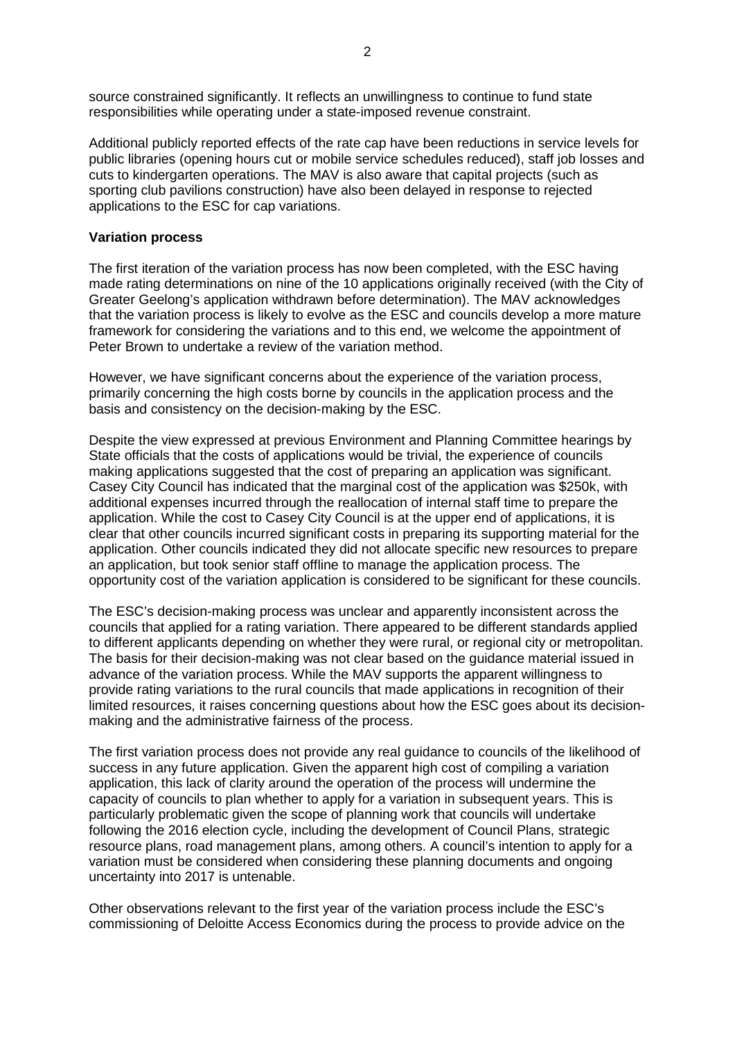source constrained significantly. It reflects an unwillingness to continue to fund state responsibilities while operating under a state-imposed revenue constraint.

Additional publicly reported effects of the rate cap have been reductions in service levels for public libraries (opening hours cut or mobile service schedules reduced), staff job losses and cuts to kindergarten operations. The MAV is also aware that capital projects (such as sporting club pavilions construction) have also been delayed in response to rejected applications to the ESC for cap variations.

**Variation process**

The first iteration of the variation process has now been completed, with the ESC having made rating determinations on nine of the 10 applications originally received (with the City of Greater Geelong's application withdrawn before determination). The MAV acknowledges that the variation process is likely to evolve as the ESC and councils develop a more mature framework for considering the variations and to this end, we welcome the appointment of Peter Brown to undertake a review of the variation method.

However, we have significant concerns about the experience of the variation process, primarily concerning the high costs borne by councils in the application process and the basis and consistency on the decision-making by the ESC.

Despite the view expressed at previous Environment and Planning Committee hearings by State officials that the costs of applications would be trivial, the experience of councils making applications suggested that the cost of preparing an application was significant. Casey City Council has indicated that the marginal cost of the application was $250k, with additional expenses incurred through the reallocation of internal staff time to prepare the application. While the cost to Casey City Council is at the upper end of applications, it is clear that other councils incurred significant costs in preparing its supporting material for the application. Other councils indicated they did not allocate specific new resources to prepare an application, but took senior staff offline to manage the application process. The opportunity cost of the variation application is considered to be significant for these councils.

The ESC's decision-making process was unclear and apparently inconsistent across the councils that applied for a rating variation. There appeared to be different standards applied to different applicants depending on whether they were rural, or regional city or metropolitan. The basis for their decision-making was not clear based on the guidance material issued in advance of the variation process. While the MAV supports the apparent willingness to provide rating variations to the rural councils that made applications in recognition of their limited resources, it raises concerning questions about how the ESC goes about its decision-making and the administrative fairness of the process.

The first variation process does not provide any real guidance to councils of the likelihood of success in any future application. Given the apparent high cost of compiling a variation application, this lack of clarity around the operation of the process will undermine the capacity of councils to plan whether to apply for a variation in subsequent years. This is particularly problematic given the scope of planning work that councils will undertake following the 2016 election cycle, including the development of Council Plans, strategic resource plans, road management plans, among others. A council's intention to apply for a variation must be considered when considering these planning documents and ongoing uncertainty into 2017 is untenable.

Other observations relevant to the first year of the variation process include the ESC's commissioning of Deloitte Access Economics during the process to provide advice on the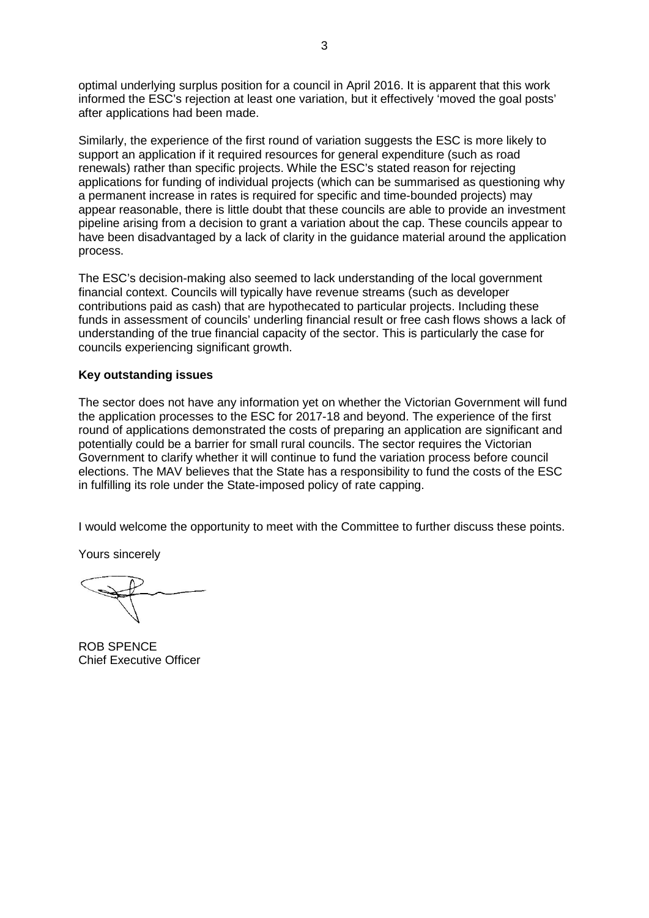optimal underlying surplus position for a council in April 2016. It is apparent that this work informed the ESC's rejection at least one variation, but it effectively 'moved the goal posts' after applications had been made.

Similarly, the experience of the first round of variation suggests the ESC is more likely to support an application if it required resources for general expenditure (such as road renewals) rather than specific projects. While the ESC's stated reason for rejecting applications for funding of individual projects (which can be summarised as questioning why a permanent increase in rates is required for specific and time-bounded projects) may appear reasonable, there is little doubt that these councils are able to provide an investment pipeline arising from a decision to grant a variation about the cap. These councils appear to have been disadvantaged by a lack of clarity in the guidance material around the application process.

The ESC's decision-making also seemed to lack understanding of the local government financial context. Councils will typically have revenue streams (such as developer contributions paid as cash) that are hypothecated to particular projects. Including these funds in assessment of councils' underling financial result or free cash flows shows a lack of understanding of the true financial capacity of the sector. This is particularly the case for councils experiencing significant growth.

**Key outstanding issues**

The sector does not have any information yet on whether the Victorian Government will fund the application processes to the ESC for 2017-18 and beyond. The experience of the first round of applications demonstrated the costs of preparing an application are significant and potentially could be a barrier for small rural councils. The sector requires the Victorian Government to clarify whether it will continue to fund the variation process before council elections. The MAV believes that the State has a responsibility to fund the costs of the ESC in fulfilling its role under the State-imposed policy of rate capping.

I would welcome the opportunity to meet with the Committee to further discuss these points.

Yours sincerely

ROB SPENCE
Chief Executive Officer